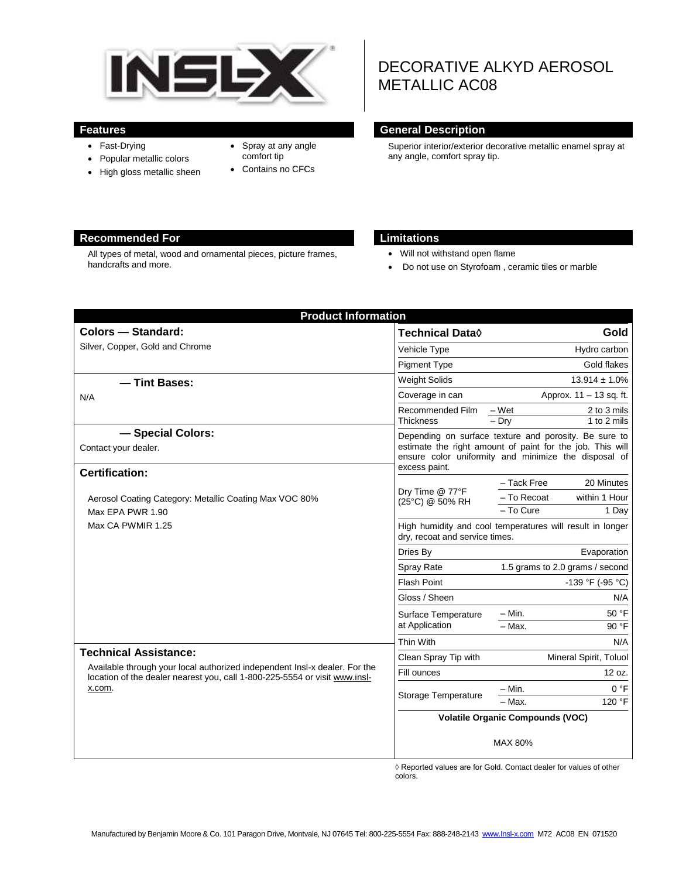# DECORATIVE ALKYD AEROSOL METALLIC AC08

## Features

- Fast-Drying
- Popular metallic colors
- High gloss metallic sheen
- Spray at any angle comfort tip
- Contains no CFCs

## General Description

Superior interior/exterior decorative metallic enamel spray at any angle, comfort spray tip.

## Recommended For

All types of metal, wood and ornamental pieces, picture frames, handcrafts and more.

## Limitations

- Will not withstand open flame
- Do not use on Styrofoam , ceramic tiles or marble

## Product Information

### Colors — Standard:

Silver, Copper, Gold and Chrome

### — Tint Bases:

N/A

### — Special Colors:

Contact your dealer.

### Certification:

Aerosol Coating Category: Metallic Coating Max VOC 80%

Max EPA PWR 1.90

Max CA PWMIR 1.25

### Technical Assistance:

Available through your local authorized independent Insl-x dealer. For the location of the dealer nearest you, call 1-800-225-5554 or visit www.insl-x.com.

| Technical Data◊ | | Gold |
|---|---|---|
| Vehicle Type | | Hydro carbon |
| Pigment Type | | Gold flakes |
| Weight Solids | | 13.914 ± 1.0% |
| Coverage in can | | Approx. 11 – 13 sq. ft. |
| Recommended Film Thickness | – Wet | 2 to 3 mils |
| | – Dry | 1 to 2 mils |
| Depending on surface texture and porosity. Be sure to estimate the right amount of paint for the job. This will ensure color uniformity and minimize the disposal of excess paint. | | |
| Dry Time @ 77°F (25°C) @ 50% RH | – Tack Free | 20 Minutes |
| | – To Recoat | within 1 Hour |
| | – To Cure | 1 Day |
| High humidity and cool temperatures will result in longer dry, recoat and service times. | | |
| Dries By | | Evaporation |
| Spray Rate | | 1.5 grams to 2.0 grams / second |
| Flash Point | | -139 °F (-95 °C) |
| Gloss / Sheen | | N/A |
| Surface Temperature at Application | – Min. | 50 °F |
| | – Max. | 90 °F |
| Thin With | | N/A |
| Clean Spray Tip with | | Mineral Spirit, Toluol |
| Fill ounces | | 12 oz. |
| Storage Temperature | – Min. | 0 °F |
| | – Max. | 120 °F |
| **Volatile Organic Compounds (VOC)** | | |
| MAX 80% | | |

◊ Reported values are for Gold. Contact dealer for values of other colors.

Manufactured by Benjamin Moore & Co. 101 Paragon Drive, Montvale, NJ 07645 Tel: 800-225-5554 Fax: 888-248-2143 www.Insl-x.com M72 AC08 EN 071520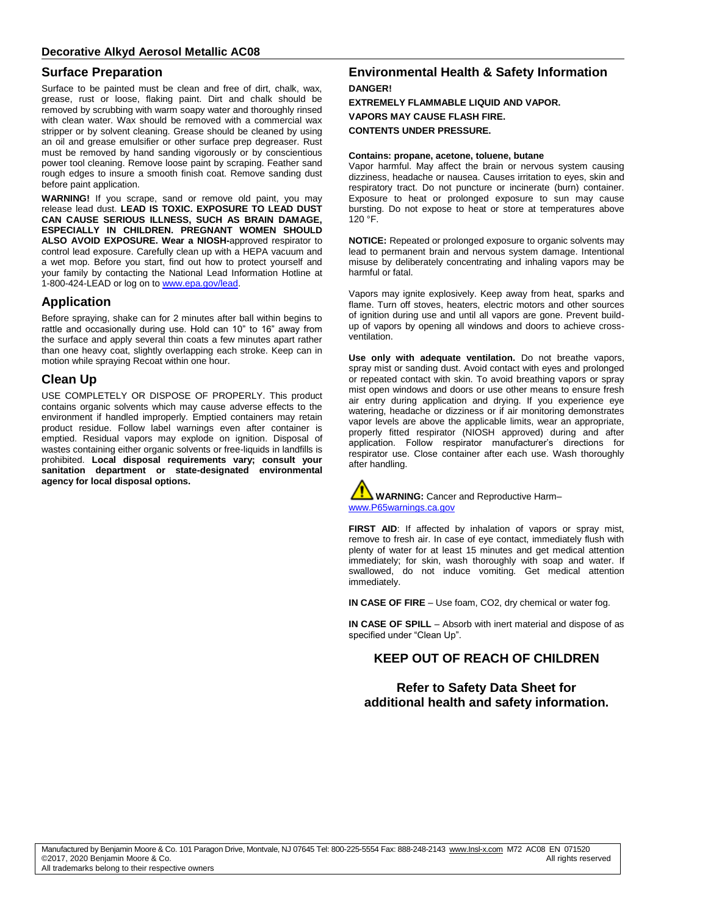Decorative Alkyd Aerosol Metallic AC08

## Surface Preparation

Surface to be painted must be clean and free of dirt, chalk, wax, grease, rust or loose, flaking paint. Dirt and chalk should be removed by scrubbing with warm soapy water and thoroughly rinsed with clean water. Wax should be removed with a commercial wax stripper or by solvent cleaning. Grease should be cleaned by using an oil and grease emulsifier or other surface prep degreaser. Rust must be removed by hand sanding vigorously or by conscientious power tool cleaning. Remove loose paint by scraping. Feather sand rough edges to insure a smooth finish coat. Remove sanding dust before paint application.

**WARNING!** If you scrape, sand or remove old paint, you may release lead dust. **LEAD IS TOXIC. EXPOSURE TO LEAD DUST CAN CAUSE SERIOUS ILLNESS, SUCH AS BRAIN DAMAGE, ESPECIALLY IN CHILDREN. PREGNANT WOMEN SHOULD ALSO AVOID EXPOSURE. Wear a NIOSH-**approved respirator to control lead exposure. Carefully clean up with a HEPA vacuum and a wet mop. Before you start, find out how to protect yourself and your family by contacting the National Lead Information Hotline at 1-800-424-LEAD or log on to www.epa.gov/lead.

## Application

Before spraying, shake can for 2 minutes after ball within begins to rattle and occasionally during use. Hold can 10" to 16" away from the surface and apply several thin coats a few minutes apart rather than one heavy coat, slightly overlapping each stroke. Keep can in motion while spraying Recoat within one hour.

## Clean Up

USE COMPLETELY OR DISPOSE OF PROPERLY. This product contains organic solvents which may cause adverse effects to the environment if handled improperly. Emptied containers may retain product residue. Follow label warnings even after container is emptied. Residual vapors may explode on ignition. Disposal of wastes containing either organic solvents or free-liquids in landfills is prohibited. **Local disposal requirements vary; consult your sanitation department or state-designated environmental agency for local disposal options.**

## Environmental Health & Safety Information

**DANGER!**

**EXTREMELY FLAMMABLE LIQUID AND VAPOR.**

**VAPORS MAY CAUSE FLASH FIRE.**

**CONTENTS UNDER PRESSURE.**

**Contains: propane, acetone, toluene, butane**

Vapor harmful. May affect the brain or nervous system causing dizziness, headache or nausea. Causes irritation to eyes, skin and respiratory tract. Do not puncture or incinerate (burn) container. Exposure to heat or prolonged exposure to sun may cause bursting. Do not expose to heat or store at temperatures above 120 °F.

**NOTICE:** Repeated or prolonged exposure to organic solvents may lead to permanent brain and nervous system damage. Intentional misuse by deliberately concentrating and inhaling vapors may be harmful or fatal.

Vapors may ignite explosively. Keep away from heat, sparks and flame. Turn off stoves, heaters, electric motors and other sources of ignition during use and until all vapors are gone. Prevent build-up of vapors by opening all windows and doors to achieve cross-ventilation.

**Use only with adequate ventilation.** Do not breathe vapors, spray mist or sanding dust. Avoid contact with eyes and prolonged or repeated contact with skin. To avoid breathing vapors or spray mist open windows and doors or use other means to ensure fresh air entry during application and drying. If you experience eye watering, headache or dizziness or if air monitoring demonstrates vapor levels are above the applicable limits, wear an appropriate, properly fitted respirator (NIOSH approved) during and after application. Follow respirator manufacturer's directions for respirator use. Close container after each use. Wash thoroughly after handling.

**WARNING:** Cancer and Reproductive Harm– www.P65warnings.ca.gov

**FIRST AID**: If affected by inhalation of vapors or spray mist, remove to fresh air. In case of eye contact, immediately flush with plenty of water for at least 15 minutes and get medical attention immediately; for skin, wash thoroughly with soap and water. If swallowed, do not induce vomiting. Get medical attention immediately.

**IN CASE OF FIRE** – Use foam, CO2, dry chemical or water fog.

**IN CASE OF SPILL** – Absorb with inert material and dispose of as specified under "Clean Up".

### KEEP OUT OF REACH OF CHILDREN

### Refer to Safety Data Sheet for additional health and safety information.

Manufactured by Benjamin Moore & Co. 101 Paragon Drive, Montvale, NJ 07645 Tel: 800-225-5554 Fax: 888-248-2143 www.Insl-x.com M72 AC08 EN 071520
©2017, 2020 Benjamin Moore & Co. All rights reserved
All trademarks belong to their respective owners